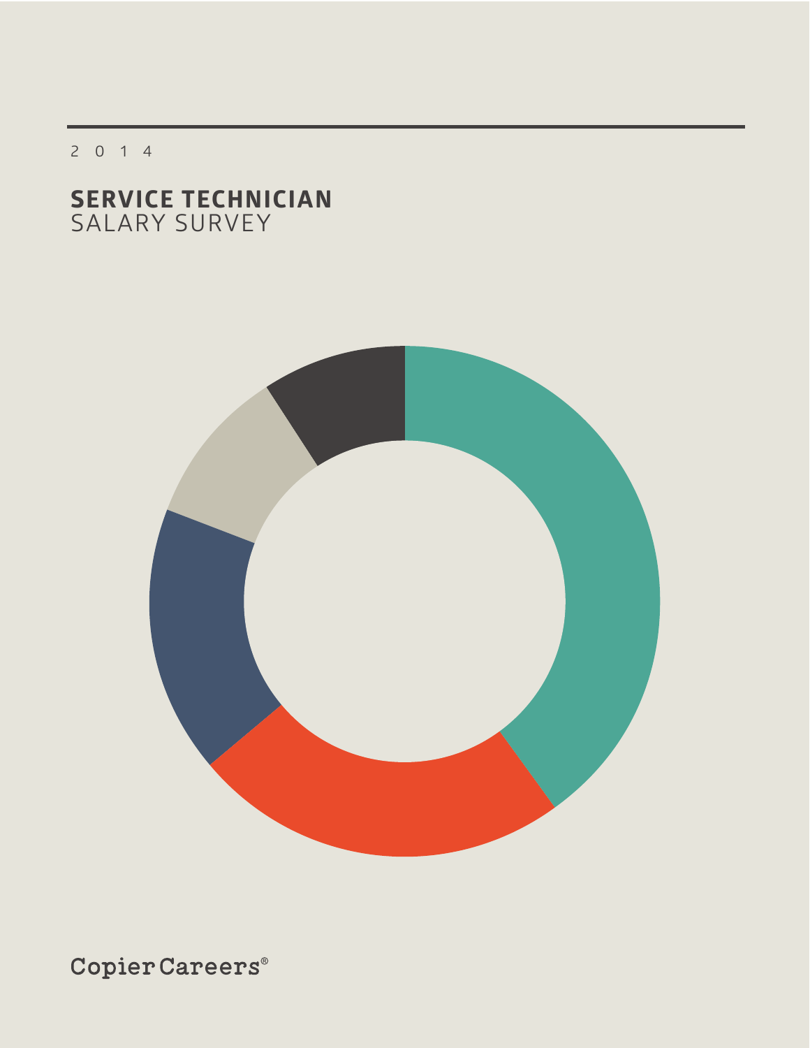2014

# SERVICE TECHNICIAN
SALARY SURVEY

CopierCareers®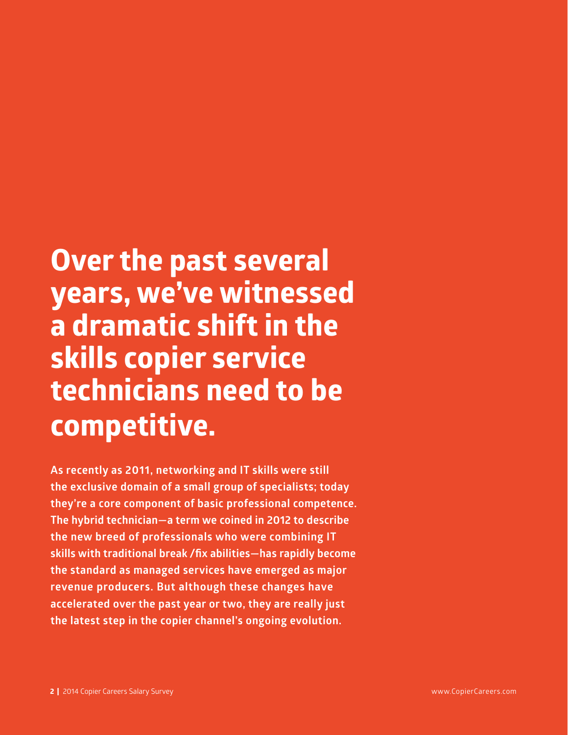# Over the past several years, we've witnessed a dramatic shift in the skills copier service technicians need to be competitive.

**As recently as 2011, networking and IT skills were still the exclusive domain of a small group of specialists; today they're a core component of basic professional competence. The hybrid technician—a term we coined in 2012 to describe the new breed of professionals who were combining IT skills with traditional break /fix abilities—has rapidly become the standard as managed services have emerged as major revenue producers. But although these changes have accelerated over the past year or two, they are really just the latest step in the copier channel's ongoing evolution.**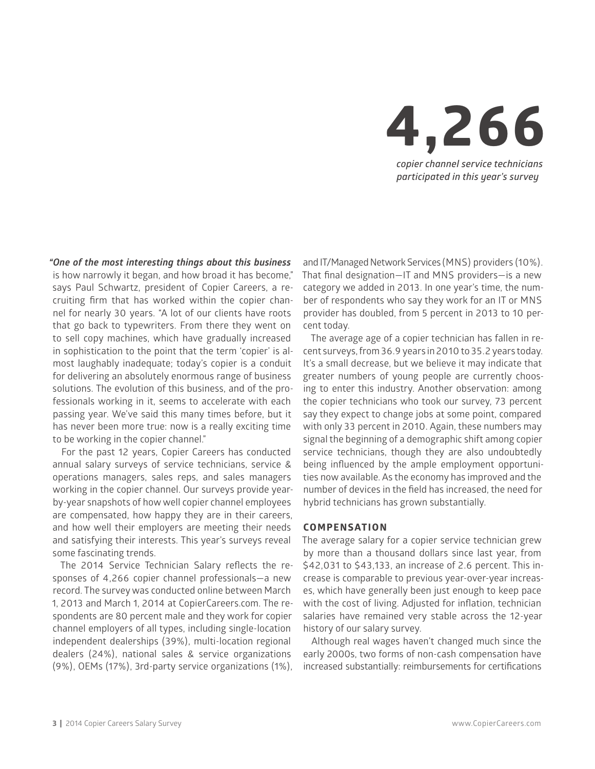# 4,266

*copier channel service technicians participated in this year's survey*

***"One of the most interesting things about this business*** is how narrowly it began, and how broad it has become," says Paul Schwartz, president of Copier Careers, a recruiting firm that has worked within the copier channel for nearly 30 years. "A lot of our clients have roots that go back to typewriters. From there they went on to sell copy machines, which have gradually increased in sophistication to the point that the term 'copier' is almost laughably inadequate; today's copier is a conduit for delivering an absolutely enormous range of business solutions. The evolution of this business, and of the professionals working in it, seems to accelerate with each passing year. We've said this many times before, but it has never been more true: now is a really exciting time to be working in the copier channel."

For the past 12 years, Copier Careers has conducted annual salary surveys of service technicians, service & operations managers, sales reps, and sales managers working in the copier channel. Our surveys provide year-by-year snapshots of how well copier channel employees are compensated, how happy they are in their careers, and how well their employers are meeting their needs and satisfying their interests. This year's surveys reveal some fascinating trends.

The 2014 Service Technician Salary reflects the responses of 4,266 copier channel professionals—a new record. The survey was conducted online between March 1, 2013 and March 1, 2014 at CopierCareers.com. The respondents are 80 percent male and they work for copier channel employers of all types, including single-location independent dealerships (39%), multi-location regional dealers (24%), national sales & service organizations (9%), OEMs (17%), 3rd-party service organizations (1%), and IT/Managed Network Services (MNS) providers (10%). That final designation—IT and MNS providers—is a new category we added in 2013. In one year's time, the number of respondents who say they work for an IT or MNS provider has doubled, from 5 percent in 2013 to 10 percent today.

The average age of a copier technician has fallen in recent surveys, from 36.9 years in 2010 to 35.2 years today. It's a small decrease, but we believe it may indicate that greater numbers of young people are currently choosing to enter this industry. Another observation: among the copier technicians who took our survey, 73 percent say they expect to change jobs at some point, compared with only 33 percent in 2010. Again, these numbers may signal the beginning of a demographic shift among copier service technicians, though they are also undoubtedly being influenced by the ample employment opportunities now available. As the economy has improved and the number of devices in the field has increased, the need for hybrid technicians has grown substantially.

## COMPENSATION

The average salary for a copier service technician grew by more than a thousand dollars since last year, from $42,031 to $43,133, an increase of 2.6 percent. This increase is comparable to previous year-over-year increases, which have generally been just enough to keep pace with the cost of living. Adjusted for inflation, technician salaries have remained very stable across the 12-year history of our salary survey.

Although real wages haven't changed much since the early 2000s, two forms of non-cash compensation have increased substantially: reimbursements for certifications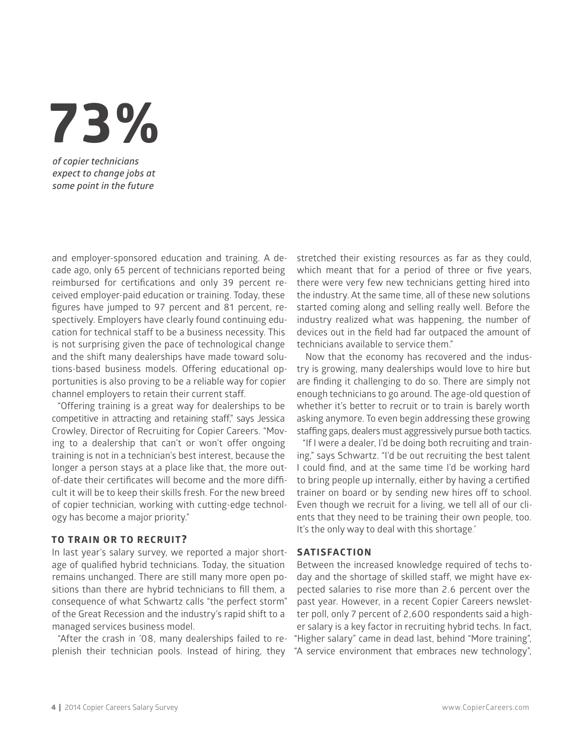**73%**

*of copier technicians expect to change jobs at some point in the future*

and employer-sponsored education and training. A decade ago, only 65 percent of technicians reported being reimbursed for certifications and only 39 percent received employer-paid education or training. Today, these figures have jumped to 97 percent and 81 percent, respectively. Employers have clearly found continuing education for technical staff to be a business necessity. This is not surprising given the pace of technological change and the shift many dealerships have made toward solutions-based business models. Offering educational opportunities is also proving to be a reliable way for copier channel employers to retain their current staff.

"Offering training is a great way for dealerships to be competitive in attracting and retaining staff," says Jessica Crowley, Director of Recruiting for Copier Careers. "Moving to a dealership that can't or won't offer ongoing training is not in a technician's best interest, because the longer a person stays at a place like that, the more out-of-date their certificates will become and the more difficult it will be to keep their skills fresh. For the new breed of copier technician, working with cutting-edge technology has become a major priority."

## TO TRAIN OR TO RECRUIT?

In last year's salary survey, we reported a major shortage of qualified hybrid technicians. Today, the situation remains unchanged. There are still many more open positions than there are hybrid technicians to fill them, a consequence of what Schwartz calls "the perfect storm" of the Great Recession and the industry's rapid shift to a managed services business model.

"After the crash in '08, many dealerships failed to replenish their technician pools. Instead of hiring, they stretched their existing resources as far as they could, which meant that for a period of three or five years, there were very few new technicians getting hired into the industry. At the same time, all of these new solutions started coming along and selling really well. Before the industry realized what was happening, the number of devices out in the field had far outpaced the amount of technicians available to service them."

Now that the economy has recovered and the industry is growing, many dealerships would love to hire but are finding it challenging to do so. There are simply not enough technicians to go around. The age-old question of whether it's better to recruit or to train is barely worth asking anymore. To even begin addressing these growing staffing gaps, dealers must aggressively pursue both tactics.

"If I were a dealer, I'd be doing both recruiting and training," says Schwartz. "I'd be out recruiting the best talent I could find, and at the same time I'd be working hard to bring people up internally, either by having a certified trainer on board or by sending new hires off to school. Even though we recruit for a living, we tell all of our clients that they need to be training their own people, too. It's the only way to deal with this shortage."

## SATISFACTION

Between the increased knowledge required of techs today and the shortage of skilled staff, we might have expected salaries to rise more than 2.6 percent over the past year. However, in a recent Copier Careers newsletter poll, only 7 percent of 2,600 respondents said a higher salary is a key factor in recruiting hybrid techs. In fact, "Higher salary" came in dead last, behind "More training", "A service environment that embraces new technology",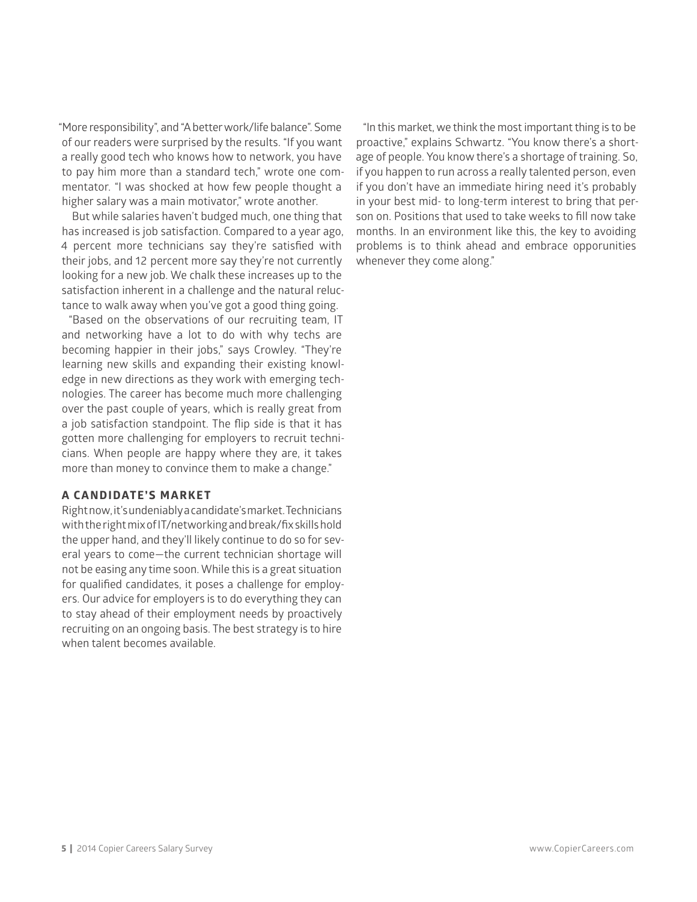"More responsibility", and "A better work/life balance". Some of our readers were surprised by the results. "If you want a really good tech who knows how to network, you have to pay him more than a standard tech," wrote one commentator. "I was shocked at how few people thought a higher salary was a main motivator," wrote another.

But while salaries haven't budged much, one thing that has increased is job satisfaction. Compared to a year ago, 4 percent more technicians say they're satisfied with their jobs, and 12 percent more say they're not currently looking for a new job. We chalk these increases up to the satisfaction inherent in a challenge and the natural reluctance to walk away when you've got a good thing going.

"Based on the observations of our recruiting team, IT and networking have a lot to do with why techs are becoming happier in their jobs," says Crowley. "They're learning new skills and expanding their existing knowledge in new directions as they work with emerging technologies. The career has become much more challenging over the past couple of years, which is really great from a job satisfaction standpoint. The flip side is that it has gotten more challenging for employers to recruit technicians. When people are happy where they are, it takes more than money to convince them to make a change."

### A CANDIDATE'S MARKET

Right now, it's undeniably a candidate's market. Technicians with the right mix of IT/networking and break/fix skills hold the upper hand, and they'll likely continue to do so for several years to come—the current technician shortage will not be easing any time soon. While this is a great situation for qualified candidates, it poses a challenge for employers. Our advice for employers is to do everything they can to stay ahead of their employment needs by proactively recruiting on an ongoing basis. The best strategy is to hire when talent becomes available.

"In this market, we think the most important thing is to be proactive," explains Schwartz. "You know there's a shortage of people. You know there's a shortage of training. So, if you happen to run across a really talented person, even if you don't have an immediate hiring need it's probably in your best mid- to long-term interest to bring that person on. Positions that used to take weeks to fill now take months. In an environment like this, the key to avoiding problems is to think ahead and embrace opporunities whenever they come along."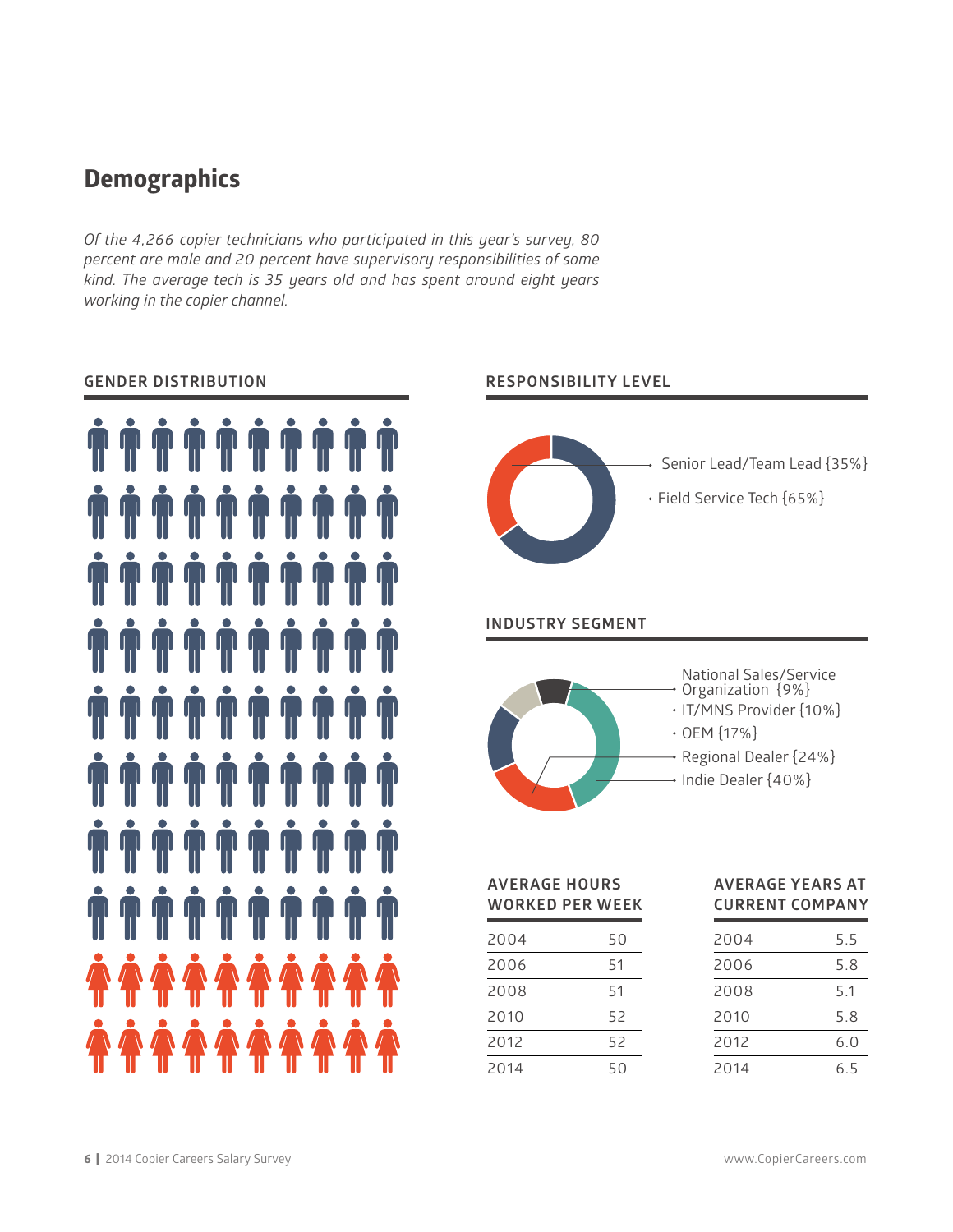# Demographics

*Of the 4,266 copier technicians who participated in this year's survey, 80 percent are male and 20 percent have supervisory responsibilities of some kind. The average tech is 35 years old and has spent around eight years working in the copier channel.*

## GENDER DISTRIBUTION

## RESPONSIBILITY LEVEL

- Senior Lead/Team Lead {35%}
- Field Service Tech {65%}

## INDUSTRY SEGMENT

- National Sales/Service Organization {9%}
- IT/MNS Provider {10%}
- OEM {17%}
- Regional Dealer {24%}
- Indie Dealer {40%}

## AVERAGE HOURS WORKED PER WEEK

| Year | Hours |
|---|---|
| 2004 | 50 |
| 2006 | 51 |
| 2008 | 51 |
| 2010 | 52 |
| 2012 | 52 |
| 2014 | 50 |

## AVERAGE YEARS AT CURRENT COMPANY

| Year | Years |
|---|---|
| 2004 | 5.5 |
| 2006 | 5.8 |
| 2008 | 5.1 |
| 2010 | 5.8 |
| 2012 | 6.0 |
| 2014 | 6.5 |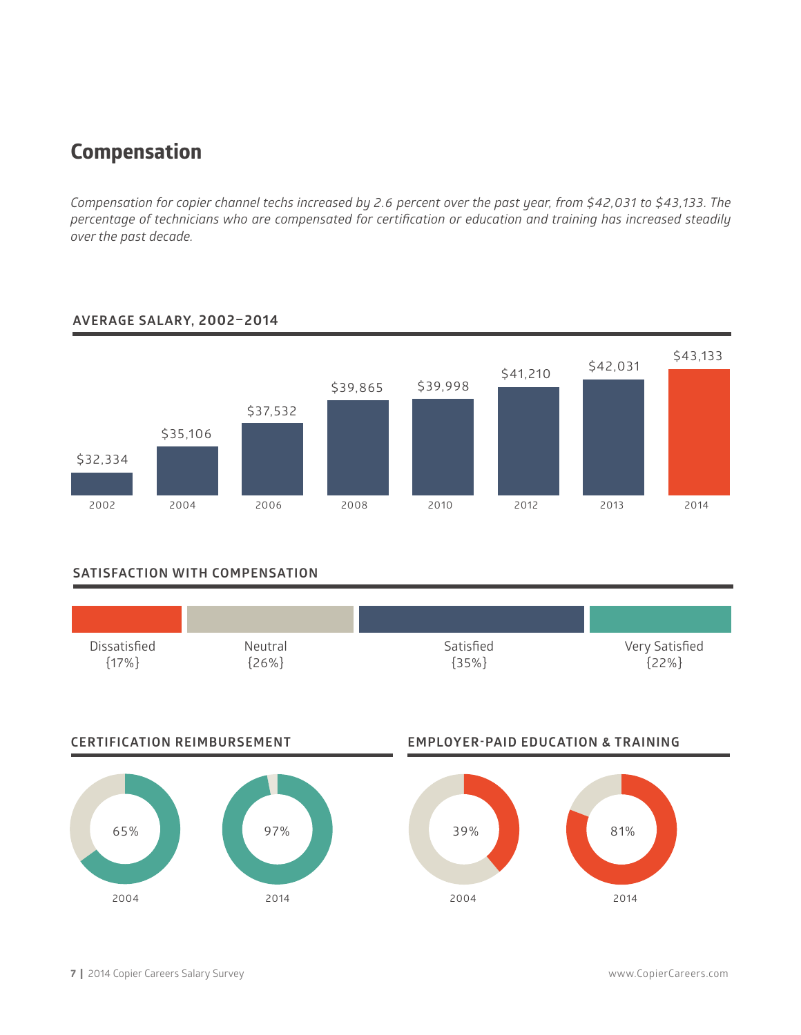# Compensation

*Compensation for copier channel techs increased by 2.6 percent over the past year, from $42,031 to $43,133. The percentage of technicians who are compensated for certification or education and training has increased steadily over the past decade.*

## AVERAGE SALARY, 2002–2014

| Year | Average Salary |
| --- | --- |
| 2002 | $32,334 |
| 2004 | $35,106 |
| 2006 | $37,532 |
| 2008 | $39,865 |
| 2010 | $39,998 |
| 2012 | $41,210 |
| 2013 | $42,031 |
| 2014 | $43,133 |

## SATISFACTION WITH COMPENSATION

| Dissatisfied | Neutral | Satisfied | Very Satisfied |
| --- | --- | --- | --- |
| {17%} | {26%} | {35%} | {22%} |

## CERTIFICATION REIMBURSEMENT

| 2004 | 2014 |
| --- | --- |
| 65% | 97% |

## EMPLOYER-PAID EDUCATION & TRAINING

| 2004 | 2014 |
| --- | --- |
| 39% | 81% |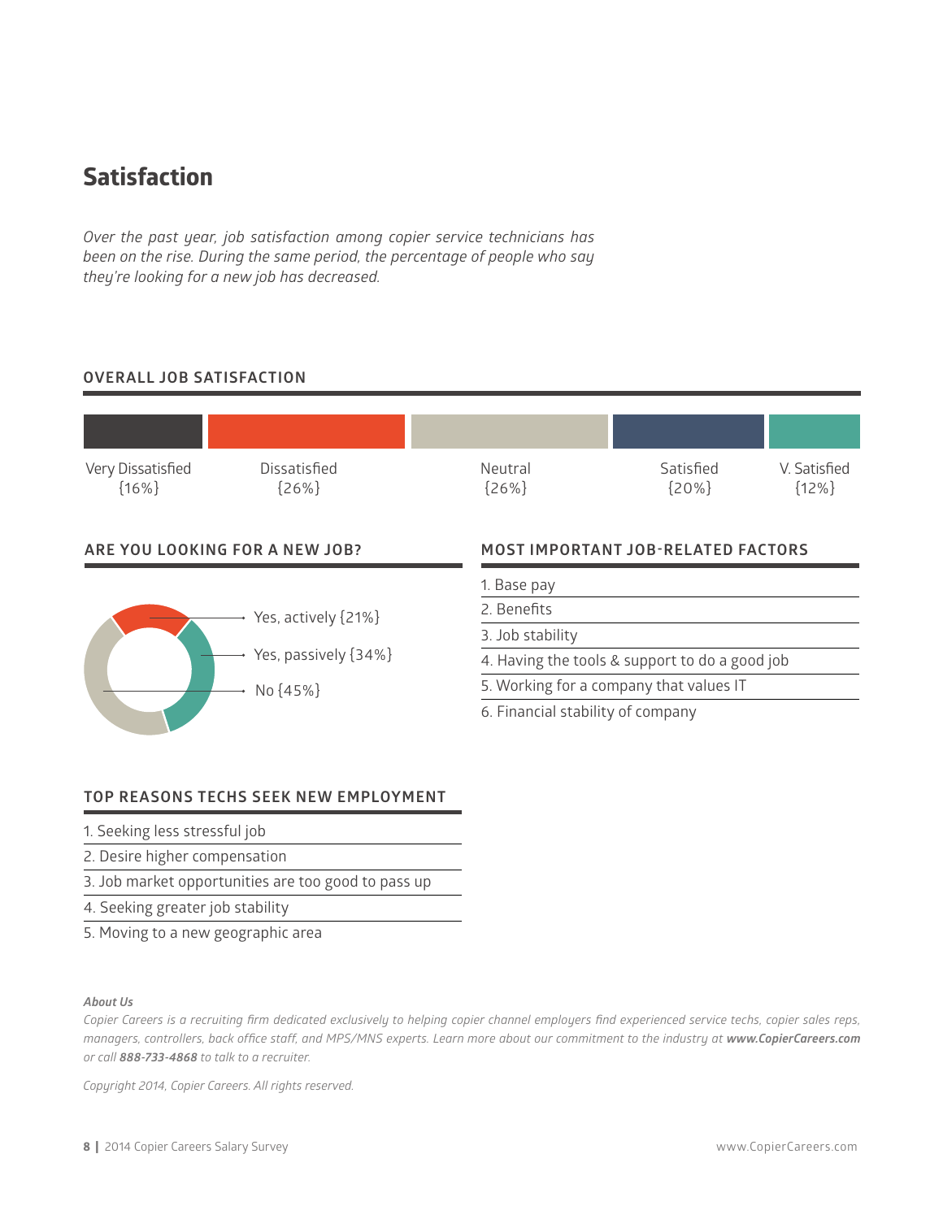# Satisfaction

*Over the past year, job satisfaction among copier service technicians has been on the rise. During the same period, the percentage of people who say they're looking for a new job has decreased.*

## OVERALL JOB SATISFACTION

Very Dissatisfied {16%}

Dissatisfied {26%}

Neutral {26%}

Satisfied {20%}

V. Satisfied {12%}

## ARE YOU LOOKING FOR A NEW JOB?

Yes, actively {21%}

Yes, passively {34%}

No {45%}

## MOST IMPORTANT JOB-RELATED FACTORS

1. Base pay
2. Benefits
3. Job stability
4. Having the tools & support to do a good job
5. Working for a company that values IT
6. Financial stability of company

## TOP REASONS TECHS SEEK NEW EMPLOYMENT

1. Seeking less stressful job
2. Desire higher compensation
3. Job market opportunities are too good to pass up
4. Seeking greater job stability
5. Moving to a new geographic area

***About Us***

*Copier Careers is a recruiting firm dedicated exclusively to helping copier channel employers find experienced service techs, copier sales reps, managers, controllers, back office staff, and MPS/MNS experts. Learn more about our commitment to the industry at **www.CopierCareers.com** or call **888-733-4868** to talk to a recruiter.*

*Copyright 2014, Copier Careers. All rights reserved.*